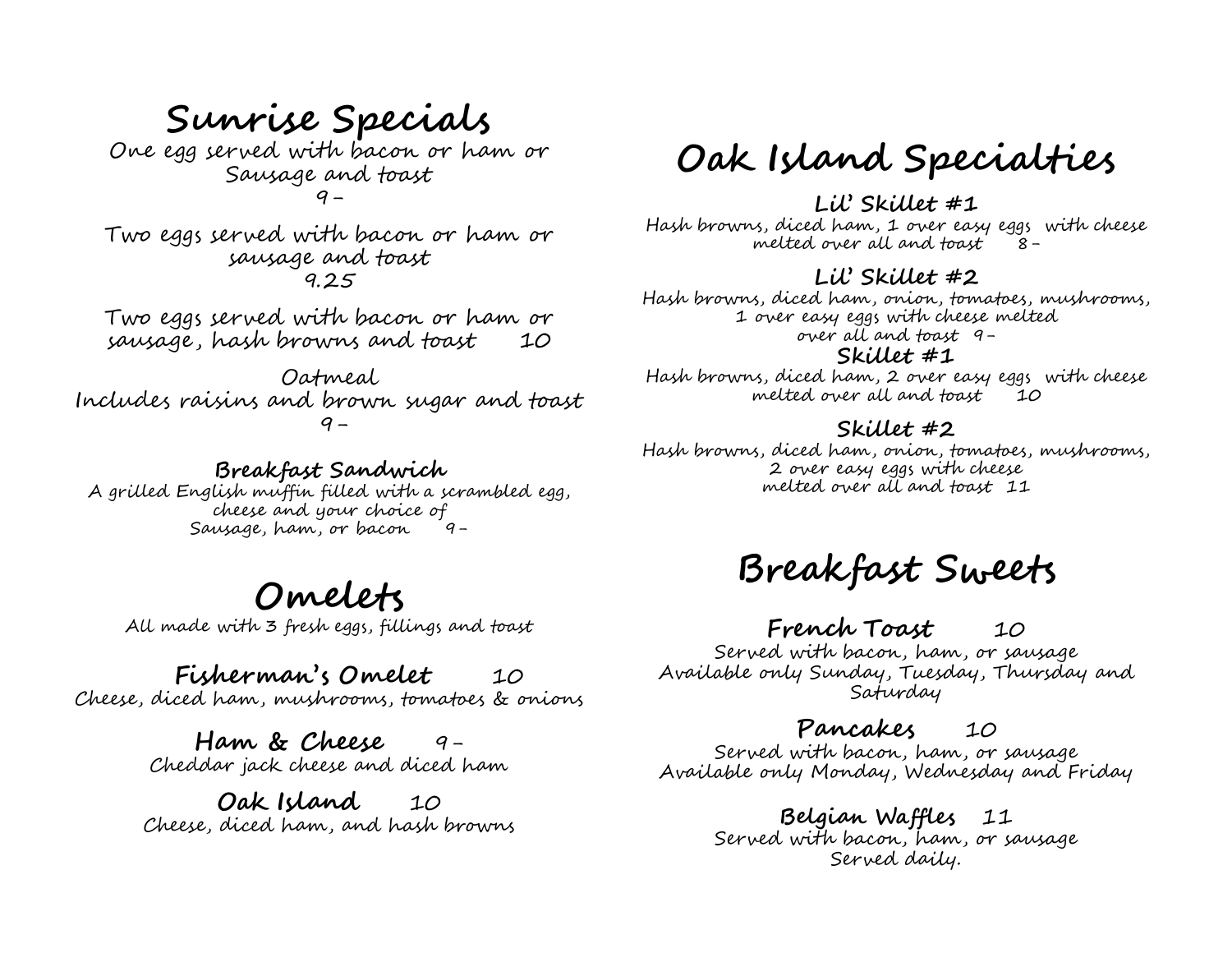# Sunrise Specials

One egg served with bacon or ham or Sausage and toast
9-

Two eggs served with bacon or ham or sausage and toast
9.25

Two eggs served with bacon or ham or sausage, hash browns and toast 10

Oatmeal
Includes raisins and brown sugar and toast
9-

**Breakfast Sandwich**
A grilled English muffin filled with a scrambled egg, cheese and your choice of Sausage, ham, or bacon 9-

# Omelets

All made with 3 fresh eggs, fillings and toast

**Fisherman's Omelet** 10
Cheese, diced ham, mushrooms, tomatoes & onions

**Ham & Cheese** 9-
Cheddar jack cheese and diced ham

**Oak Island** 10
Cheese, diced ham, and hash browns

# Oak Island Specialties

**Lil' Skillet #1**
Hash browns, diced ham, 1 over easy eggs with cheese melted over all and toast 8-

**Lil' Skillet #2**
Hash browns, diced ham, onion, tomatoes, mushrooms, 1 over easy eggs with cheese melted over all and toast 9-

**Skillet #1**
Hash browns, diced ham, 2 over easy eggs with cheese melted over all and toast 10

**Skillet #2**
Hash browns, diced ham, onion, tomatoes, mushrooms, 2 over easy eggs with cheese melted over all and toast 11

# Breakfast Sweets

**French Toast** 10
Served with bacon, ham, or sausage
Available only Sunday, Tuesday, Thursday and Saturday

**Pancakes** 10
Served with bacon, ham, or sausage
Available only Monday, Wednesday and Friday

**Belgian Waffles** 11
Served with bacon, ham, or sausage
Served daily.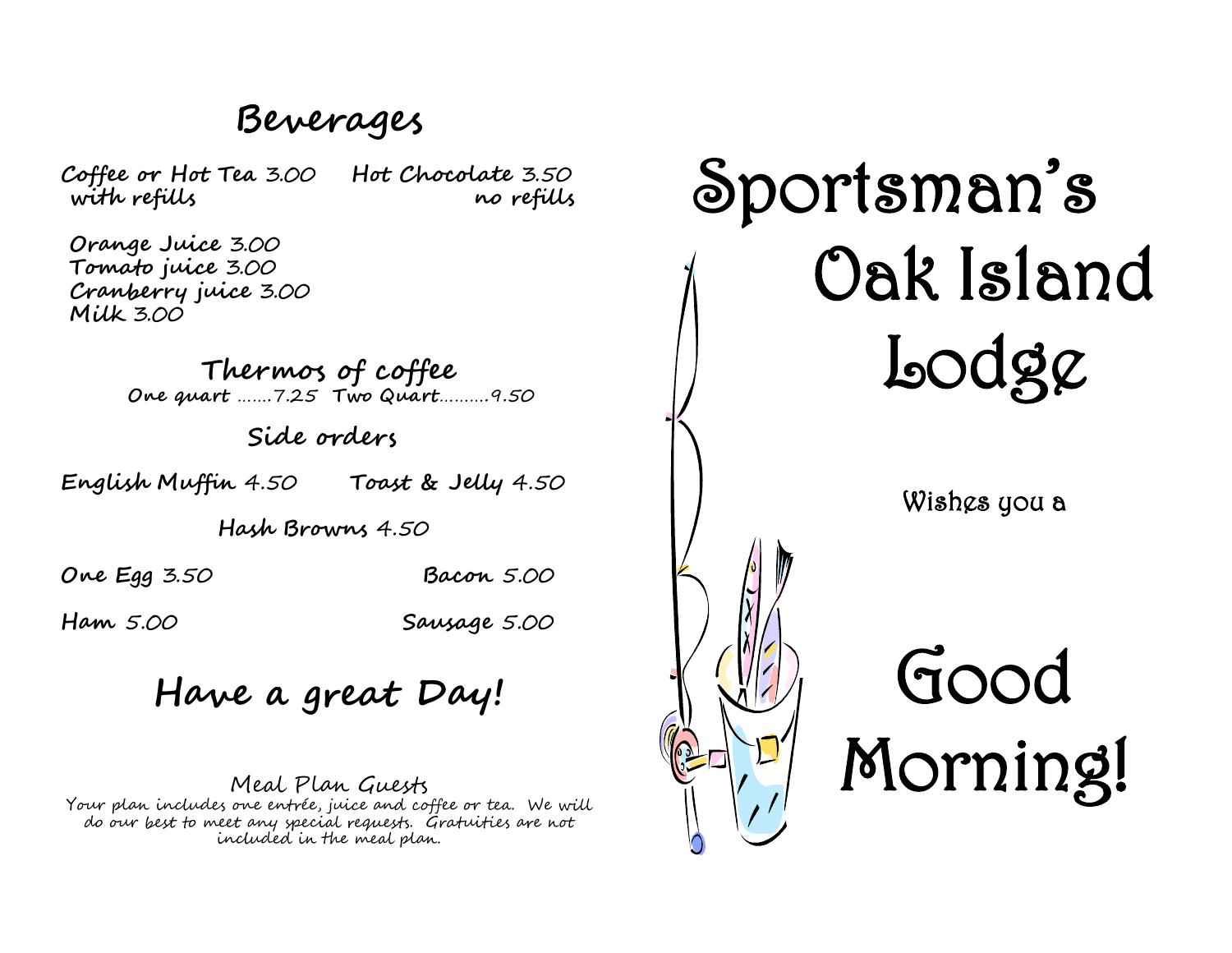## Beverages

**Coffee or Hot Tea** 3.00
**with refills**

**Hot Chocolate** 3.50
**no refills**

**Orange Juice** 3.00
**Tomato juice** 3.00
**Cranberry juice** 3.00
**Milk** 3.00

### Thermos of coffee

**One quart** …….7.25 **Two Quart**……….9.50

### Side orders

**English Muffin** 4.50

**Toast & Jelly** 4.50

**Hash Browns** 4.50

**One Egg** 3.50

**Bacon** 5.00

**Ham** 5.00

**Sausage** 5.00

## Have a great Day!

Meal Plan Guests
Your plan includes one entrée, juice and coffee or tea. We will do our best to meet any special requests. Gratuities are not included in the meal plan.

# Sportsman's Oak Island Lodge

Wishes you a

# Good Morning!